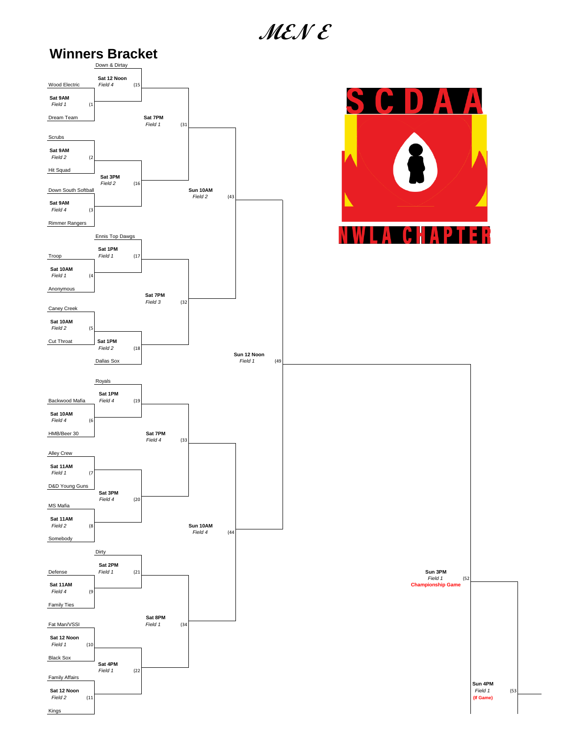# MEN E

## Winners Bracket

Down & Dirtay

Sat 12 Noon
*Field 4* (15

Wood Electric

Sat 9AM
*Field 1* (1

Dream Team

Sat 7PM
*Field 1* (31

Scrubs

Sat 9AM
*Field 2* (2

Hit Squad

Sat 3PM
*Field 2* (16

Down South Softball

Sun 10AM
*Field 2* (43

Sat 9AM
*Field 4* (3

Rimmer Rangers

Ennis Top Dawgs

Sat 1PM
*Field 1* (17

Troop

Sat 10AM
*Field 1* (4

Anonymous

Sat 7PM
*Field 3* (32

Caney Creek

Sat 10AM
*Field 2* (5

Cut Throat

Sat 1PM
*Field 2* (18

Sun 12 Noon
*Field 1* (49

Dallas Sox

Royals

Sat 1PM
*Field 4* (19

Backwood Mafia

Sat 10AM
*Field 4* (6

HMB/Beer 30

Sat 7PM
*Field 4* (33

Alley Crew

Sat 11AM
*Field 1* (7

D&D Young Guns

Sat 3PM
*Field 4* (20

MS Mafia

Sat 11AM
*Field 2* (8

Sun 10AM
*Field 4* (44

Somebody

Dirty

Sat 2PM
*Field 1* (21

Defense

Sun 3PM
*Field 1* (52
**Championship Game**

Sat 11AM
*Field 4* (9

Family Ties

Sat 8PM
*Field 1* (34

Fat Man/VSSI

Sat 12 Noon
*Field 1* (10

Black Sox

Sat 4PM
*Field 1* (22

Family Affairs

Sun 4PM
*Field 1* (53
**(If Game)**

Sat 12 Noon
*Field 2* (11

Kings

SCDAA
NWLA CHAPTER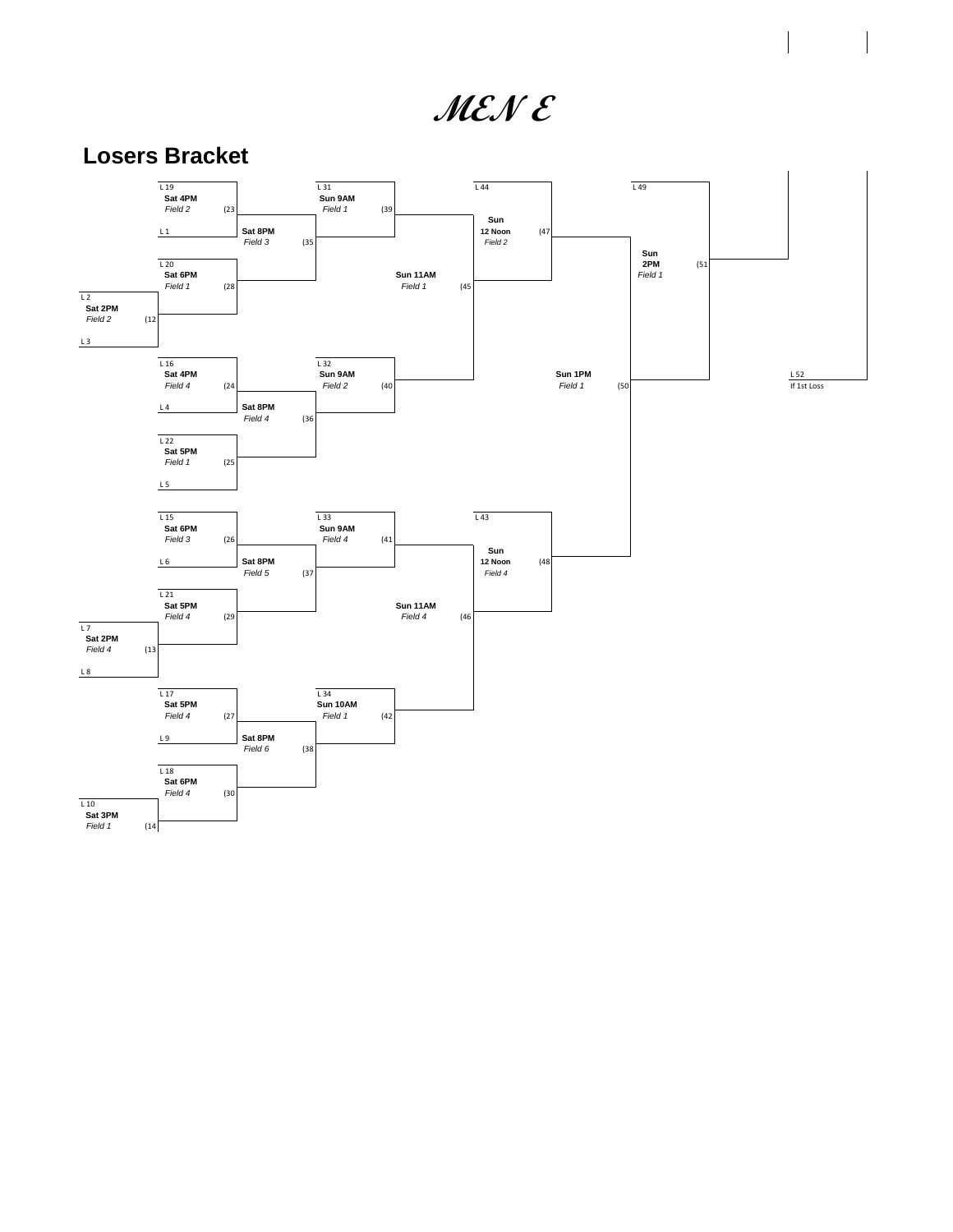# MEN E

## Losers Bracket

L 19
**Sat 4PM**
*Field 2* (23

L 1

**Sat 8PM**
*Field 3* (35

L 20
**Sat 6PM**
*Field 1* (28

L 2
**Sat 2PM**
*Field 2* (12

L 3

L 31
**Sun 9AM**
*Field 1* (39

**Sun 11AM**
*Field 1* (45

L 44

**Sun**
**12 Noon** (47
*Field 2*

L 49

**Sun**
**2PM** (51
*Field 1*

L 16
**Sat 4PM**
*Field 4* (24

L 4

**Sat 8PM**
*Field 4* (36

L 22
**Sat 5PM**
*Field 1* (25

L 5

L 32
**Sun 9AM**
*Field 2* (40

**Sun 1PM**
*Field 1* (50

L 52
If 1st Loss

L 15
**Sat 6PM**
*Field 3* (26

L 6

**Sat 8PM**
*Field 5* (37

L 21
**Sat 5PM**
*Field 4* (29

L 7
**Sat 2PM**
*Field 4* (13

L 8

L 33
**Sun 9AM**
*Field 4* (41

**Sun 11AM**
*Field 4* (46

L 43

**Sun**
**12 Noon** (48
*Field 4*

L 17
**Sat 5PM**
*Field 4* (27

L 9

**Sat 8PM**
*Field 6* (38

L 18
**Sat 6PM**
*Field 4* (30

L 10
**Sat 3PM**
*Field 1* (14

L 34
**Sun 10AM**
*Field 1* (42